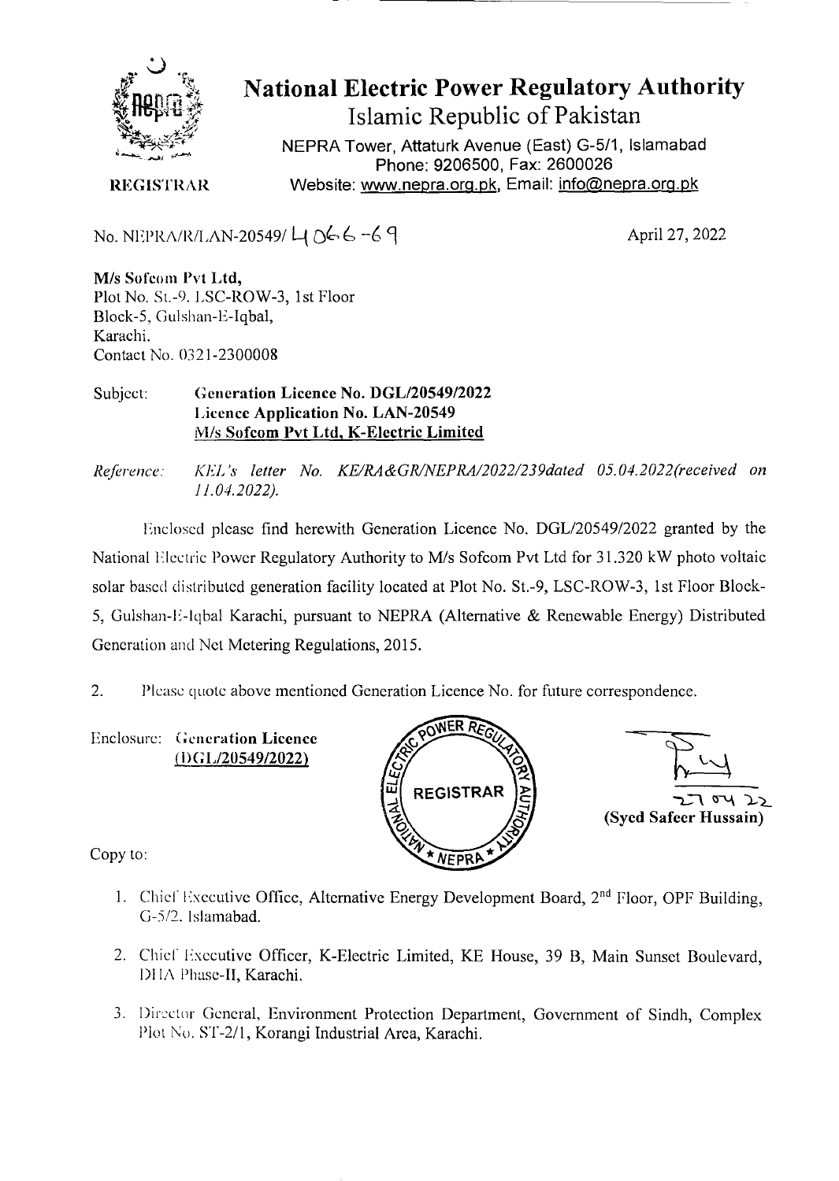# National Electric Power Regulatory Authority

Islamic Republic of Pakistan

NEPRA Tower, Attaturk Avenue (East) G-5/1, Islamabad
Phone: 9206500, Fax: 2600026
Website: www.nepra.org.pk, Email: info@nepra.org.pk

**REGISTRAR**

No. NEPRA/R/LAN-20549/ 4066-69

April 27, 2022

**M/s Sofcom Pvt Ltd,**
Plot No. St.-9, LSC-ROW-3, 1st Floor
Block-5, Gulshan-E-Iqbal,
Karachi.
Contact No. 0321-2300008

Subject: **Generation Licence No. DGL/20549/2022**
**Licence Application No. LAN-20549**
**M/s Sofcom Pvt Ltd, K-Electric Limited**

*Reference: KEL's letter No. KE/RA&GR/NEPRA/2022/239dated 05.04.2022(received on 11.04.2022).*

Enclosed please find herewith Generation Licence No. DGL/20549/2022 granted by the National Electric Power Regulatory Authority to M/s Sofcom Pvt Ltd for 31.320 kW photo voltaic solar based distributed generation facility located at Plot No. St.-9, LSC-ROW-3, 1st Floor Block-5, Gulshan-E-Iqbal Karachi, pursuant to NEPRA (Alternative & Renewable Energy) Distributed Generation and Net Metering Regulations, 2015.

2. Please quote above mentioned Generation Licence No. for future correspondence.

Enclosure: **Generation Licence**
**(DGL/20549/2022)**

27 04 22
**(Syed Safeer Hussain)**

Copy to:

1. Chief Executive Office, Alternative Energy Development Board, 2nd Floor, OPF Building, G-5/2, Islamabad.
2. Chief Executive Officer, K-Electric Limited, KE House, 39 B, Main Sunset Boulevard, DHA Phase-II, Karachi.
3. Director General, Environment Protection Department, Government of Sindh, Complex Plot No. ST-2/1, Korangi Industrial Area, Karachi.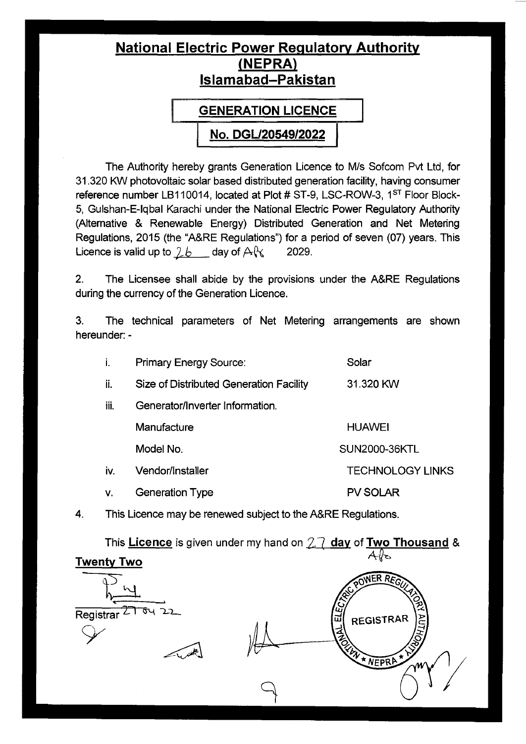# National Electric Power Regulatory Authority (NEPRA) Islamabad–Pakistan

## GENERATION LICENCE

## No. DGL/20549/2022

The Authority hereby grants Generation Licence to M/s Sofcom Pvt Ltd, for 31.320 KW photovoltaic solar based distributed generation facility, having consumer reference number LB110014, located at Plot # ST-9, LSC-ROW-3, 1[ST] Floor Block-5, Gulshan-E-Iqbal Karachi under the National Electric Power Regulatory Authority (Alternative & Renewable Energy) Distributed Generation and Net Metering Regulations, 2015 (the "A&RE Regulations") for a period of seven (07) years. This Licence is valid up to 26 day of Apr 2029.

2. The Licensee shall abide by the provisions under the A&RE Regulations during the currency of the Generation Licence.

3. The technical parameters of Net Metering arrangements are shown hereunder: -

| | | |
|---|---|---|
| i. | Primary Energy Source: | Solar |
| ii. | Size of Distributed Generation Facility | 31.320 KW |
| iii. | Generator/Inverter Information. | |
| | Manufacture | HUAWEI |
| | Model No. | SUN2000-36KTL |
| iv. | Vendor/Installer | TECHNOLOGY LINKS |
| v. | Generation Type | PV SOLAR |

4. This Licence may be renewed subject to the A&RE Regulations.

This **Licence** is given under my hand on 27 **day** of Apr **Two Thousand** & **Twenty Two**

Registrar 27 04 22

REGISTRAR
NATIONAL ELECTRIC POWER REGULATORY AUTHORITY
NEPRA